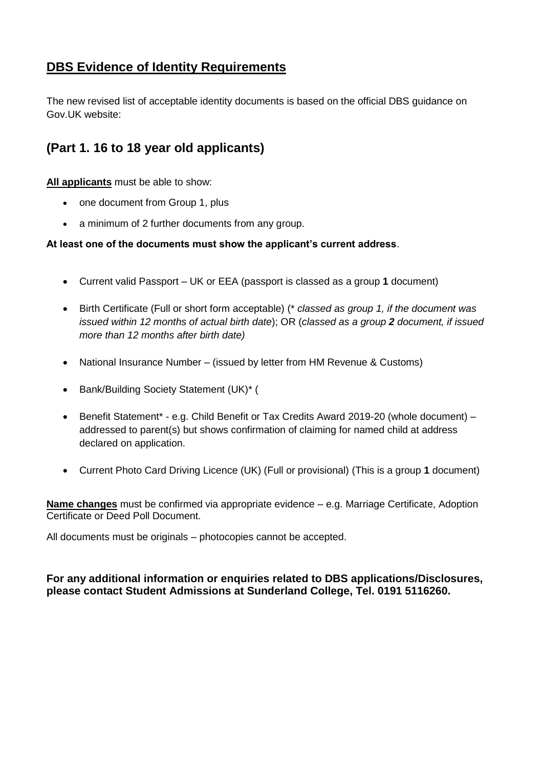# DBS Evidence of Identity Requirements

The new revised list of acceptable identity documents is based on the official DBS guidance on Gov.UK website:

## (Part 1. 16 to 18 year old applicants)

**All applicants** must be able to show:

- one document from Group 1, plus
- a minimum of 2 further documents from any group.

**At least one of the documents must show the applicant's current address**.

- Current valid Passport – UK or EEA (passport is classed as a group **1** document)
- Birth Certificate (Full or short form acceptable) (* *classed as group 1, if the document was issued within 12 months of actual birth date*); OR (*classed as a group **2** document, if issued more than 12 months after birth date)*
- National Insurance Number – (issued by letter from HM Revenue & Customs)
- Bank/Building Society Statement (UK)* (
- Benefit Statement* - e.g. Child Benefit or Tax Credits Award 2019-20 (whole document) – addressed to parent(s) but shows confirmation of claiming for named child at address declared on application.
- Current Photo Card Driving Licence (UK) (Full or provisional) (This is a group **1** document)

**Name changes** must be confirmed via appropriate evidence – e.g. Marriage Certificate, Adoption Certificate or Deed Poll Document.

All documents must be originals – photocopies cannot be accepted.

**For any additional information or enquiries related to DBS applications/Disclosures, please contact Student Admissions at Sunderland College, Tel. 0191 5116260.**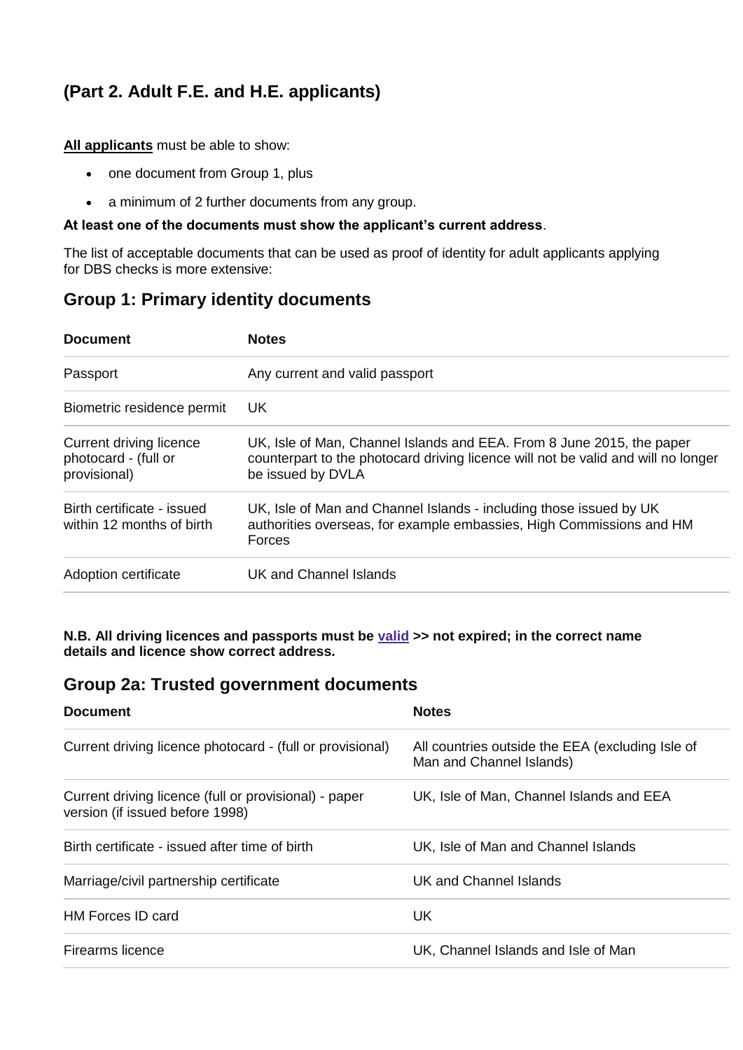## (Part 2. Adult F.E. and H.E. applicants)

**All applicants** must be able to show:

- one document from Group 1, plus
- a minimum of 2 further documents from any group.

**At least one of the documents must show the applicant's current address**.

The list of acceptable documents that can be used as proof of identity for adult applicants applying for DBS checks is more extensive:

### Group 1: Primary identity documents

| Document | Notes |
|---|---|
| Passport | Any current and valid passport |
| Biometric residence permit | UK |
| Current driving licence photocard - (full or provisional) | UK, Isle of Man, Channel Islands and EEA. From 8 June 2015, the paper counterpart to the photocard driving licence will not be valid and will no longer be issued by DVLA |
| Birth certificate - issued within 12 months of birth | UK, Isle of Man and Channel Islands - including those issued by UK authorities overseas, for example embassies, High Commissions and HM Forces |
| Adoption certificate | UK and Channel Islands |

**N.B. All driving licences and passports must be valid >> not expired; in the correct name details and licence show correct address.**

### Group 2a: Trusted government documents

| Document | Notes |
|---|---|
| Current driving licence photocard - (full or provisional) | All countries outside the EEA (excluding Isle of Man and Channel Islands) |
| Current driving licence (full or provisional) - paper version (if issued before 1998) | UK, Isle of Man, Channel Islands and EEA |
| Birth certificate - issued after time of birth | UK, Isle of Man and Channel Islands |
| Marriage/civil partnership certificate | UK and Channel Islands |
| HM Forces ID card | UK |
| Firearms licence | UK, Channel Islands and Isle of Man |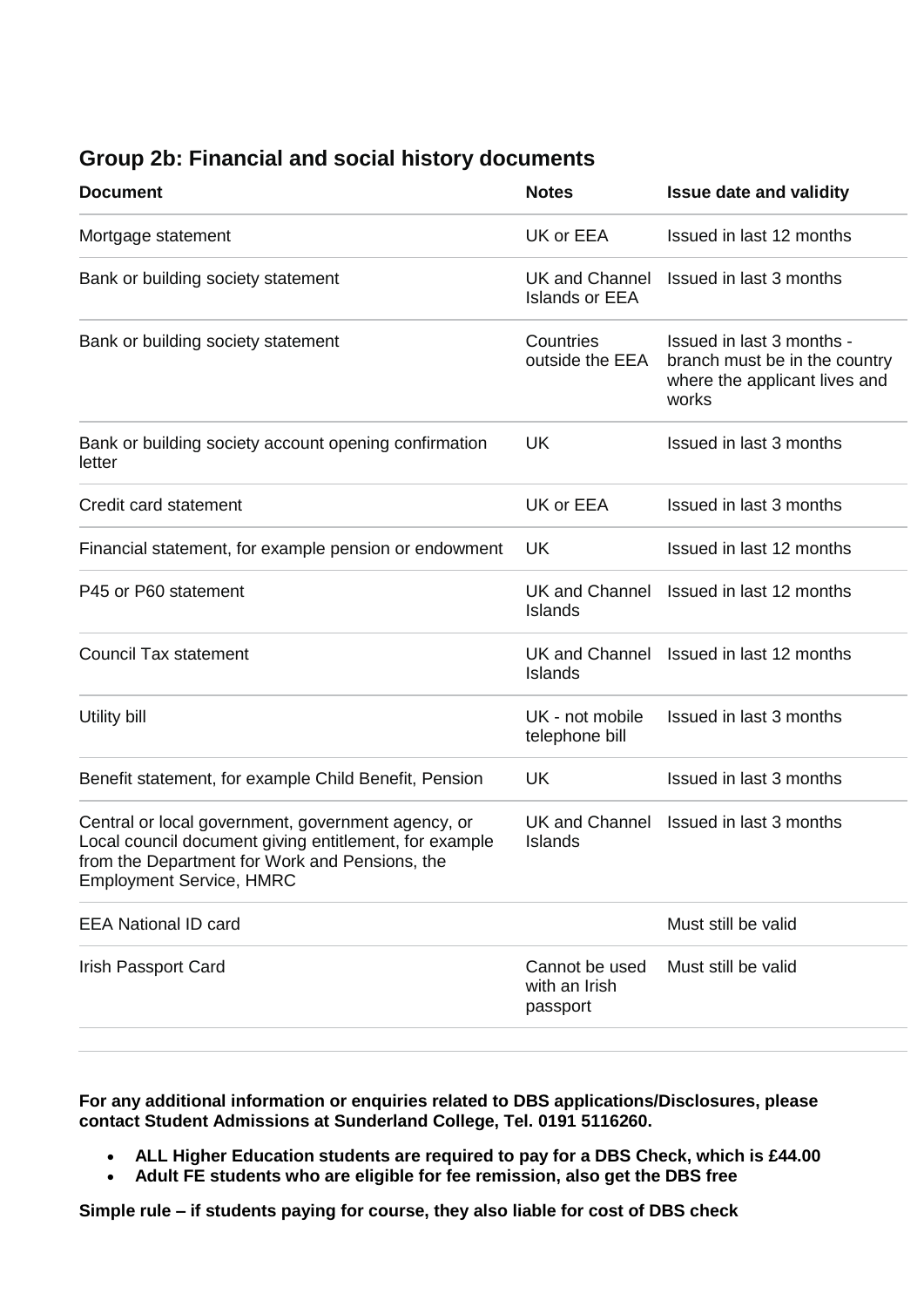## Group 2b: Financial and social history documents

| Document | Notes | Issue date and validity |
|---|---|---|
| Mortgage statement | UK or EEA | Issued in last 12 months |
| Bank or building society statement | UK and Channel Islands or EEA | Issued in last 3 months |
| Bank or building society statement | Countries outside the EEA | Issued in last 3 months - branch must be in the country where the applicant lives and works |
| Bank or building society account opening confirmation letter | UK | Issued in last 3 months |
| Credit card statement | UK or EEA | Issued in last 3 months |
| Financial statement, for example pension or endowment | UK | Issued in last 12 months |
| P45 or P60 statement | UK and Channel Islands | Issued in last 12 months |
| Council Tax statement | UK and Channel Islands | Issued in last 12 months |
| Utility bill | UK - not mobile telephone bill | Issued in last 3 months |
| Benefit statement, for example Child Benefit, Pension | UK | Issued in last 3 months |
| Central or local government, government agency, or Local council document giving entitlement, for example from the Department for Work and Pensions, the Employment Service, HMRC | UK and Channel Islands | Issued in last 3 months |
| EEA National ID card | | Must still be valid |
| Irish Passport Card | Cannot be used with an Irish passport | Must still be valid |

**For any additional information or enquiries related to DBS applications/Disclosures, please contact Student Admissions at Sunderland College, Tel. 0191 5116260.**

- **ALL Higher Education students are required to pay for a DBS Check, which is £44.00**
- **Adult FE students who are eligible for fee remission, also get the DBS free**

**Simple rule – if students paying for course, they also liable for cost of DBS check**